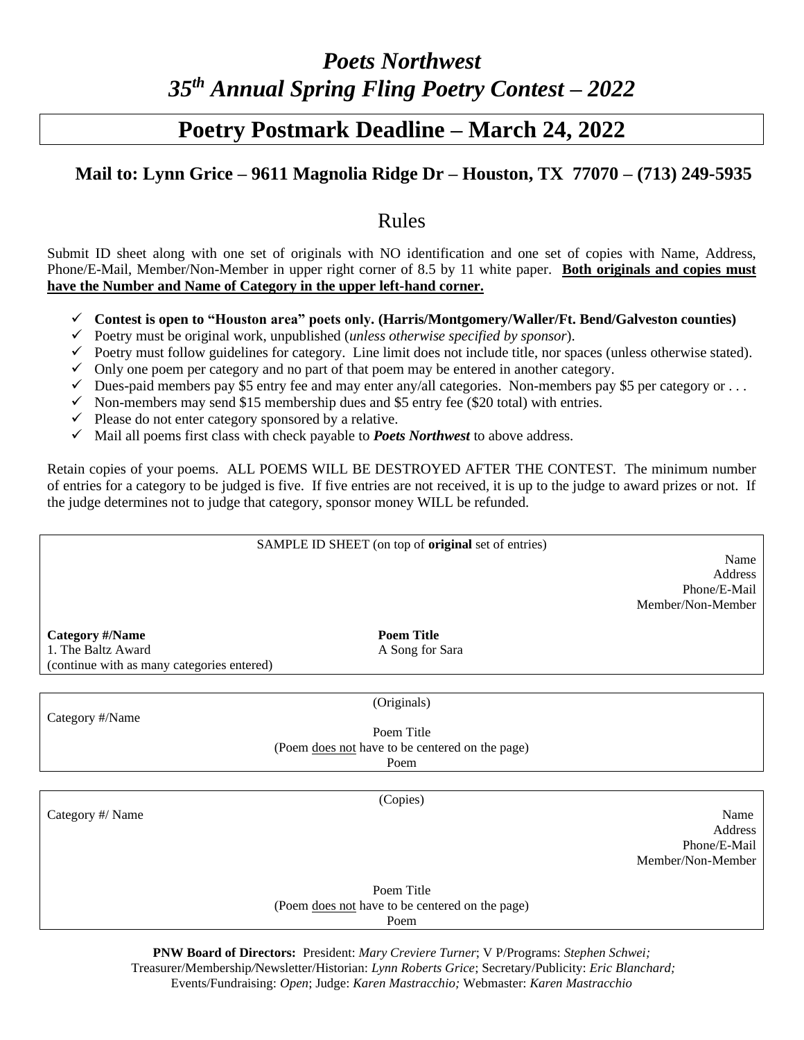# *Poets Northwest*
# *35th Annual Spring Fling Poetry Contest – 2022*

## Poetry Postmark Deadline – March 24, 2022

### Mail to: Lynn Grice – 9611 Magnolia Ridge Dr – Houston, TX 77070 – (713) 249-5935

## Rules

Submit ID sheet along with one set of originals with NO identification and one set of copies with Name, Address, Phone/E-Mail, Member/Non-Member in upper right corner of 8.5 by 11 white paper. **Both originals and copies must have the Number and Name of Category in the upper left-hand corner.**

- ✓ **Contest is open to "Houston area" poets only. (Harris/Montgomery/Waller/Ft. Bend/Galveston counties)**
- ✓ Poetry must be original work, unpublished (*unless otherwise specified by sponsor*).
- ✓ Poetry must follow guidelines for category. Line limit does not include title, nor spaces (unless otherwise stated).
- ✓ Only one poem per category and no part of that poem may be entered in another category.
- ✓ Dues-paid members pay $5 entry fee and may enter any/all categories. Non-members pay $5 per category or . . .
- ✓ Non-members may send $15 membership dues and $5 entry fee ($20 total) with entries.
- ✓ Please do not enter category sponsored by a relative.
- ✓ Mail all poems first class with check payable to ***Poets Northwest*** to above address.

Retain copies of your poems. ALL POEMS WILL BE DESTROYED AFTER THE CONTEST. The minimum number of entries for a category to be judged is five. If five entries are not received, it is up to the judge to award prizes or not. If the judge determines not to judge that category, sponsor money WILL be refunded.

---

SAMPLE ID SHEET (on top of **original** set of entries)

Name
Address
Phone/E-Mail
Member/Non-Member

| **Category #/Name** | **Poem Title** |
|---|---|
| 1. The Baltz Award | A Song for Sara |
| (continue with as many categories entered) | |

---

(Originals)

Category #/Name

Poem Title
(Poem does not have to be centered on the page)
Poem

---

(Copies)

Category #/ Name

Name
Address
Phone/E-Mail
Member/Non-Member

Poem Title
(Poem does not have to be centered on the page)
Poem

---

**PNW Board of Directors:** President: *Mary Creviere Turner*; V P/Programs: *Stephen Schwei;* Treasurer/Membership/Newsletter/Historian: *Lynn Roberts Grice*; Secretary/Publicity: *Eric Blanchard;* Events/Fundraising: *Open*; Judge: *Karen Mastracchio;* Webmaster: *Karen Mastracchio*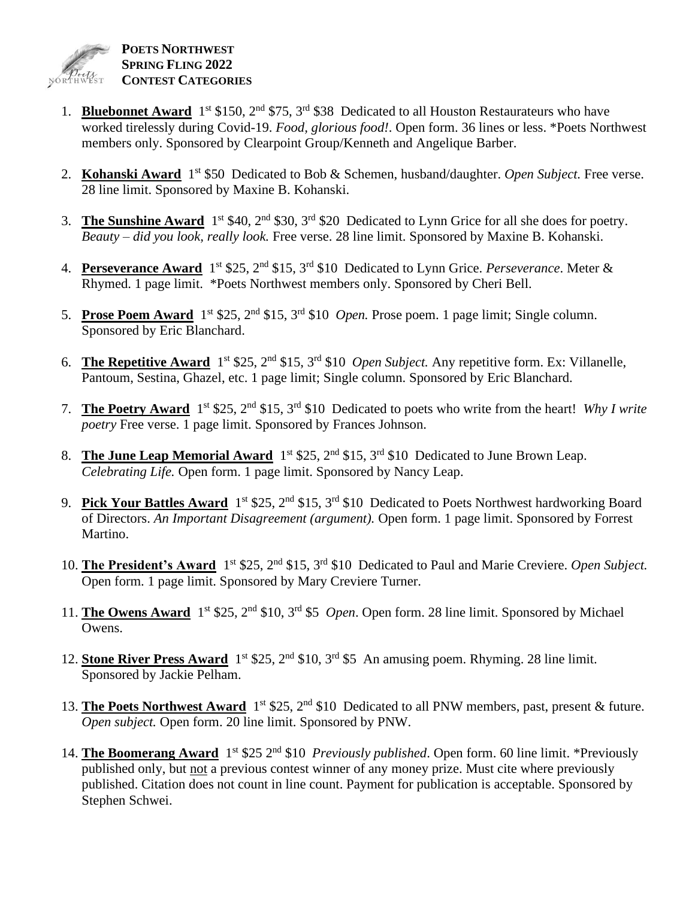**POETS NORTHWEST**
**SPRING FLING 2022**
**CONTEST CATEGORIES**

1. **Bluebonnet Award** 1st $150, 2nd $75, 3rd $38 Dedicated to all Houston Restaurateurs who have worked tirelessly during Covid-19. *Food, glorious food!*. Open form. 36 lines or less. *Poets Northwest members only. Sponsored by Clearpoint Group/Kenneth and Angelique Barber.

2. **Kohanski Award** 1st $50 Dedicated to Bob & Schemen, husband/daughter. *Open Subject.* Free verse. 28 line limit. Sponsored by Maxine B. Kohanski.

3. **The Sunshine Award** 1st $40, 2nd $30, 3rd $20 Dedicated to Lynn Grice for all she does for poetry. *Beauty – did you look, really look.* Free verse. 28 line limit. Sponsored by Maxine B. Kohanski.

4. **Perseverance Award** 1st $25, 2nd $15, 3rd $10 Dedicated to Lynn Grice. *Perseverance*. Meter & Rhymed. 1 page limit. *Poets Northwest members only. Sponsored by Cheri Bell.

5. **Prose Poem Award** 1st $25, 2nd $15, 3rd $10 *Open.* Prose poem. 1 page limit; Single column. Sponsored by Eric Blanchard.

6. **The Repetitive Award** 1st $25, 2nd $15, 3rd $10 *Open Subject.* Any repetitive form. Ex: Villanelle, Pantoum, Sestina, Ghazel, etc. 1 page limit; Single column. Sponsored by Eric Blanchard.

7. **The Poetry Award** 1st $25, 2nd $15, 3rd $10 Dedicated to poets who write from the heart! *Why I write poetry* Free verse. 1 page limit. Sponsored by Frances Johnson.

8. **The June Leap Memorial Award** 1st $25, 2nd $15, 3rd $10 Dedicated to June Brown Leap. *Celebrating Life.* Open form. 1 page limit. Sponsored by Nancy Leap.

9. **Pick Your Battles Award** 1st $25, 2nd $15, 3rd $10 Dedicated to Poets Northwest hardworking Board of Directors. *An Important Disagreement (argument).* Open form. 1 page limit. Sponsored by Forrest Martino.

10. **The President's Award** 1st $25, 2nd $15, 3rd $10 Dedicated to Paul and Marie Creviere. *Open Subject.* Open form. 1 page limit. Sponsored by Mary Creviere Turner.

11. **The Owens Award** 1st $25, 2nd $10, 3rd $5 *Open*. Open form. 28 line limit. Sponsored by Michael Owens.

12. **Stone River Press Award** 1st $25, 2nd $10, 3rd $5 An amusing poem. Rhyming. 28 line limit. Sponsored by Jackie Pelham.

13. **The Poets Northwest Award** 1st $25, 2nd $10 Dedicated to all PNW members, past, present & future. *Open subject.* Open form. 20 line limit. Sponsored by PNW.

14. **The Boomerang Award** 1st $25 2nd $10 *Previously published*. Open form. 60 line limit. *Previously published only, but not a previous contest winner of any money prize. Must cite where previously published. Citation does not count in line count. Payment for publication is acceptable. Sponsored by Stephen Schwei.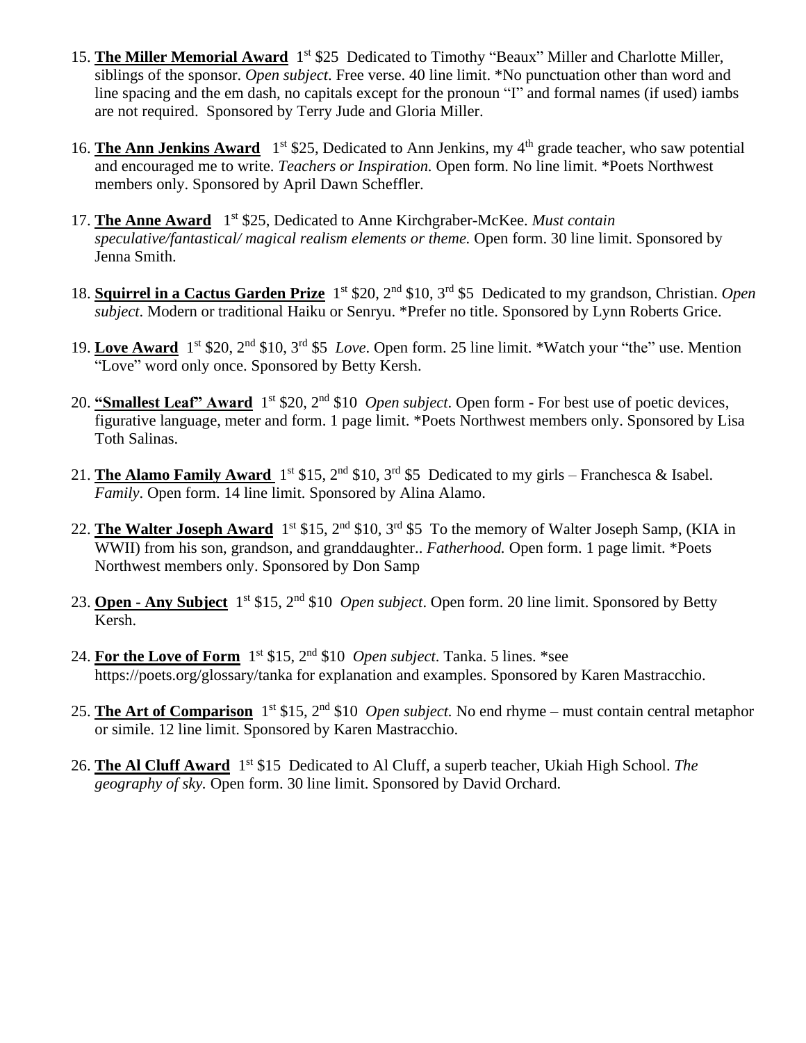15. **The Miller Memorial Award** 1st $25 Dedicated to Timothy "Beaux" Miller and Charlotte Miller, siblings of the sponsor. *Open subject*. Free verse. 40 line limit. *No punctuation other than word and line spacing and the em dash, no capitals except for the pronoun "I" and formal names (if used) iambs are not required. Sponsored by Terry Jude and Gloria Miller.

16. **The Ann Jenkins Award** 1st $25, Dedicated to Ann Jenkins, my 4th grade teacher, who saw potential and encouraged me to write. *Teachers or Inspiration.* Open form. No line limit. *Poets Northwest members only. Sponsored by April Dawn Scheffler.

17. **The Anne Award** 1st $25, Dedicated to Anne Kirchgraber-McKee. *Must contain speculative/fantastical/ magical realism elements or theme.* Open form. 30 line limit. Sponsored by Jenna Smith.

18. **Squirrel in a Cactus Garden Prize** 1st $20, 2nd $10, 3rd $5 Dedicated to my grandson, Christian. *Open subject*. Modern or traditional Haiku or Senryu. *Prefer no title. Sponsored by Lynn Roberts Grice.

19. **Love Award** 1st $20, 2nd $10, 3rd $5 *Love*. Open form. 25 line limit. *Watch your "the" use. Mention "Love" word only once. Sponsored by Betty Kersh.

20. **"Smallest Leaf" Award** 1st $20, 2nd $10 *Open subject*. Open form - For best use of poetic devices, figurative language, meter and form. 1 page limit. *Poets Northwest members only. Sponsored by Lisa Toth Salinas.

21. **The Alamo Family Award** 1st $15, 2nd $10, 3rd $5 Dedicated to my girls – Franchesca & Isabel. *Family*. Open form. 14 line limit. Sponsored by Alina Alamo.

22. **The Walter Joseph Award** 1st $15, 2nd $10, 3rd $5 To the memory of Walter Joseph Samp, (KIA in WWII) from his son, grandson, and granddaughter.. *Fatherhood.* Open form. 1 page limit. *Poets Northwest members only. Sponsored by Don Samp

23. **Open - Any Subject** 1st $15, 2nd $10 *Open subject*. Open form. 20 line limit. Sponsored by Betty Kersh.

24. **For the Love of Form** 1st $15, 2nd $10 *Open subject*. Tanka. 5 lines. *see https://poets.org/glossary/tanka for explanation and examples. Sponsored by Karen Mastracchio.

25. **The Art of Comparison** 1st $15, 2nd $10 *Open subject.* No end rhyme – must contain central metaphor or simile. 12 line limit. Sponsored by Karen Mastracchio.

26. **The Al Cluff Award** 1st $15 Dedicated to Al Cluff, a superb teacher, Ukiah High School. *The geography of sky.* Open form. 30 line limit. Sponsored by David Orchard.